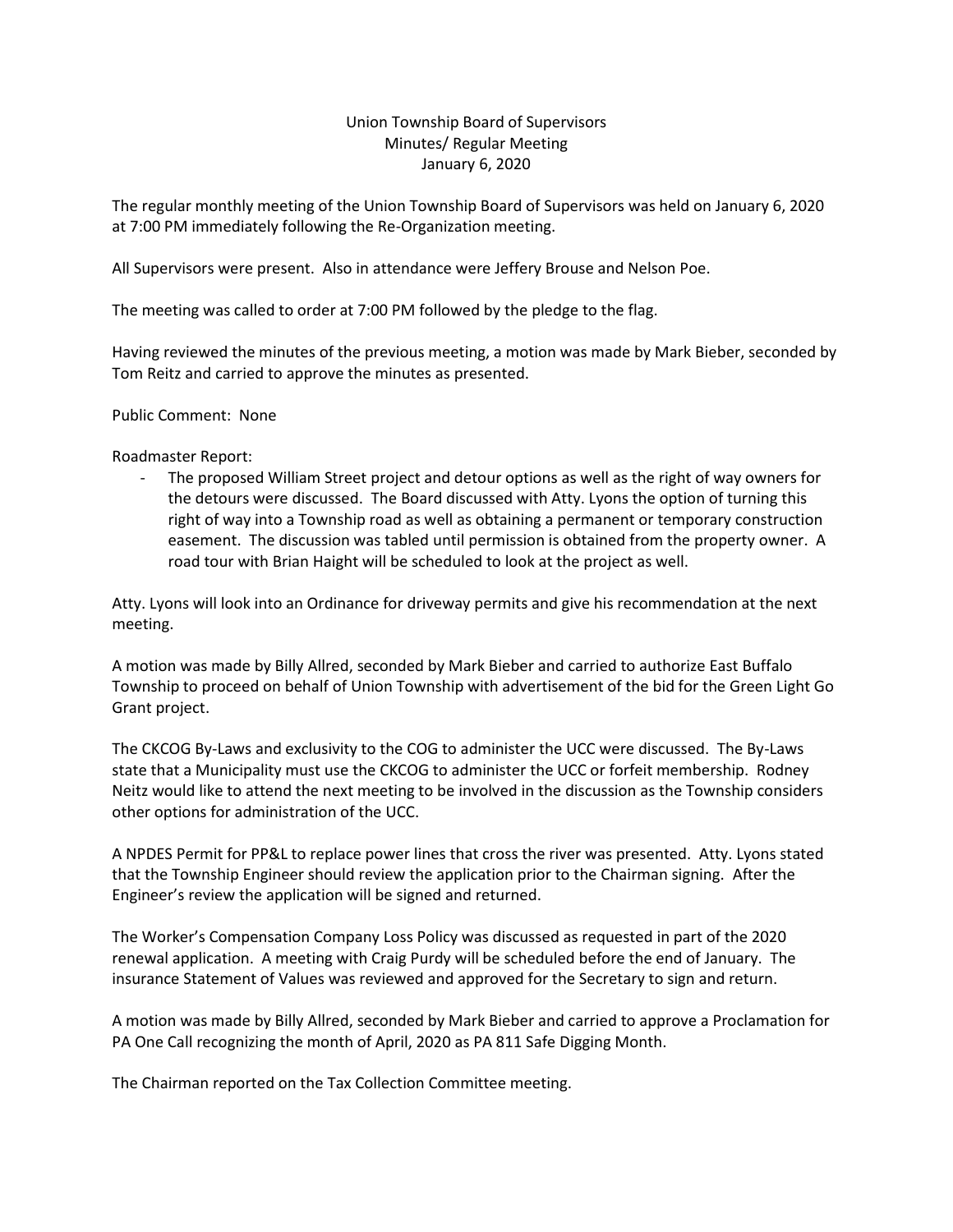Union Township Board of Supervisors
Minutes/ Regular Meeting
January 6, 2020

The regular monthly meeting of the Union Township Board of Supervisors was held on January 6, 2020 at 7:00 PM immediately following the Re-Organization meeting.

All Supervisors were present. Also in attendance were Jeffery Brouse and Nelson Poe.

The meeting was called to order at 7:00 PM followed by the pledge to the flag.

Having reviewed the minutes of the previous meeting, a motion was made by Mark Bieber, seconded by Tom Reitz and carried to approve the minutes as presented.

Public Comment: None

Roadmaster Report:

- The proposed William Street project and detour options as well as the right of way owners for the detours were discussed. The Board discussed with Atty. Lyons the option of turning this right of way into a Township road as well as obtaining a permanent or temporary construction easement. The discussion was tabled until permission is obtained from the property owner. A road tour with Brian Haight will be scheduled to look at the project as well.

Atty. Lyons will look into an Ordinance for driveway permits and give his recommendation at the next meeting.

A motion was made by Billy Allred, seconded by Mark Bieber and carried to authorize East Buffalo Township to proceed on behalf of Union Township with advertisement of the bid for the Green Light Go Grant project.

The CKCOG By-Laws and exclusivity to the COG to administer the UCC were discussed. The By-Laws state that a Municipality must use the CKCOG to administer the UCC or forfeit membership. Rodney Neitz would like to attend the next meeting to be involved in the discussion as the Township considers other options for administration of the UCC.

A NPDES Permit for PP&L to replace power lines that cross the river was presented. Atty. Lyons stated that the Township Engineer should review the application prior to the Chairman signing. After the Engineer's review the application will be signed and returned.

The Worker's Compensation Company Loss Policy was discussed as requested in part of the 2020 renewal application. A meeting with Craig Purdy will be scheduled before the end of January. The insurance Statement of Values was reviewed and approved for the Secretary to sign and return.

A motion was made by Billy Allred, seconded by Mark Bieber and carried to approve a Proclamation for PA One Call recognizing the month of April, 2020 as PA 811 Safe Digging Month.

The Chairman reported on the Tax Collection Committee meeting.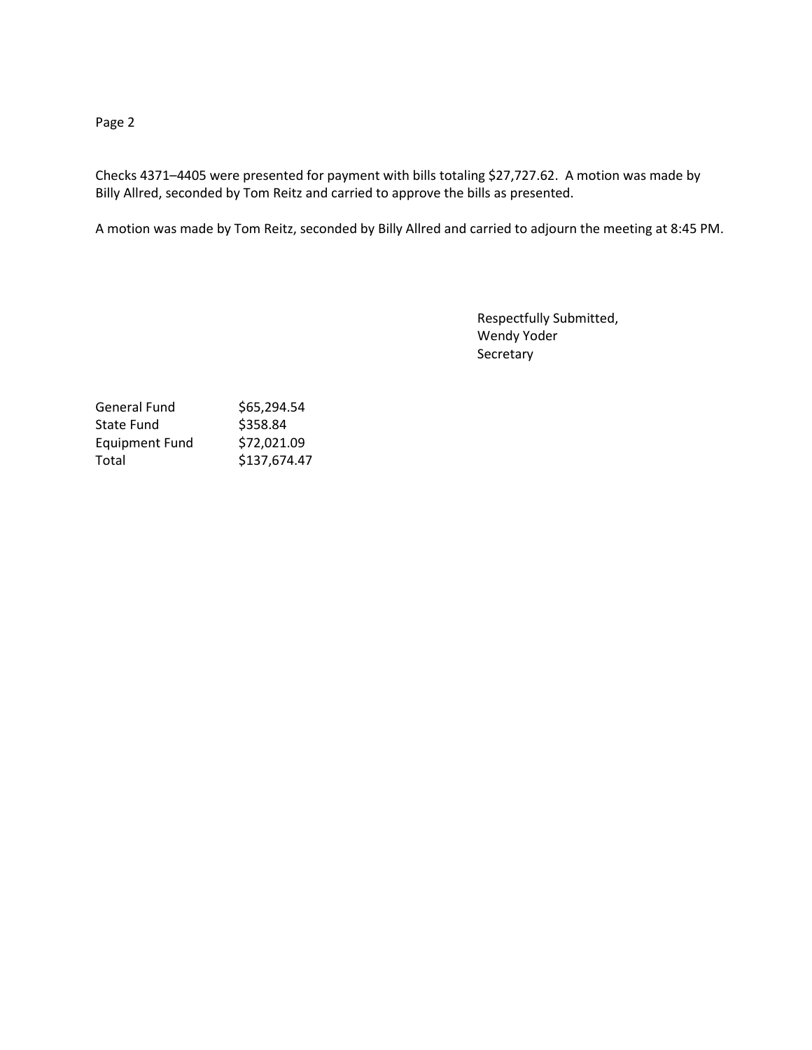Checks 4371–4405 were presented for payment with bills totaling $27,727.62. A motion was made by Billy Allred, seconded by Tom Reitz and carried to approve the bills as presented.

A motion was made by Tom Reitz, seconded by Billy Allred and carried to adjourn the meeting at 8:45 PM.

Respectfully Submitted,
Wendy Yoder
Secretary

| | |
|---|---|
| General Fund | $65,294.54 |
| State Fund | $358.84 |
| Equipment Fund | $72,021.09 |
| Total | $137,674.47 |